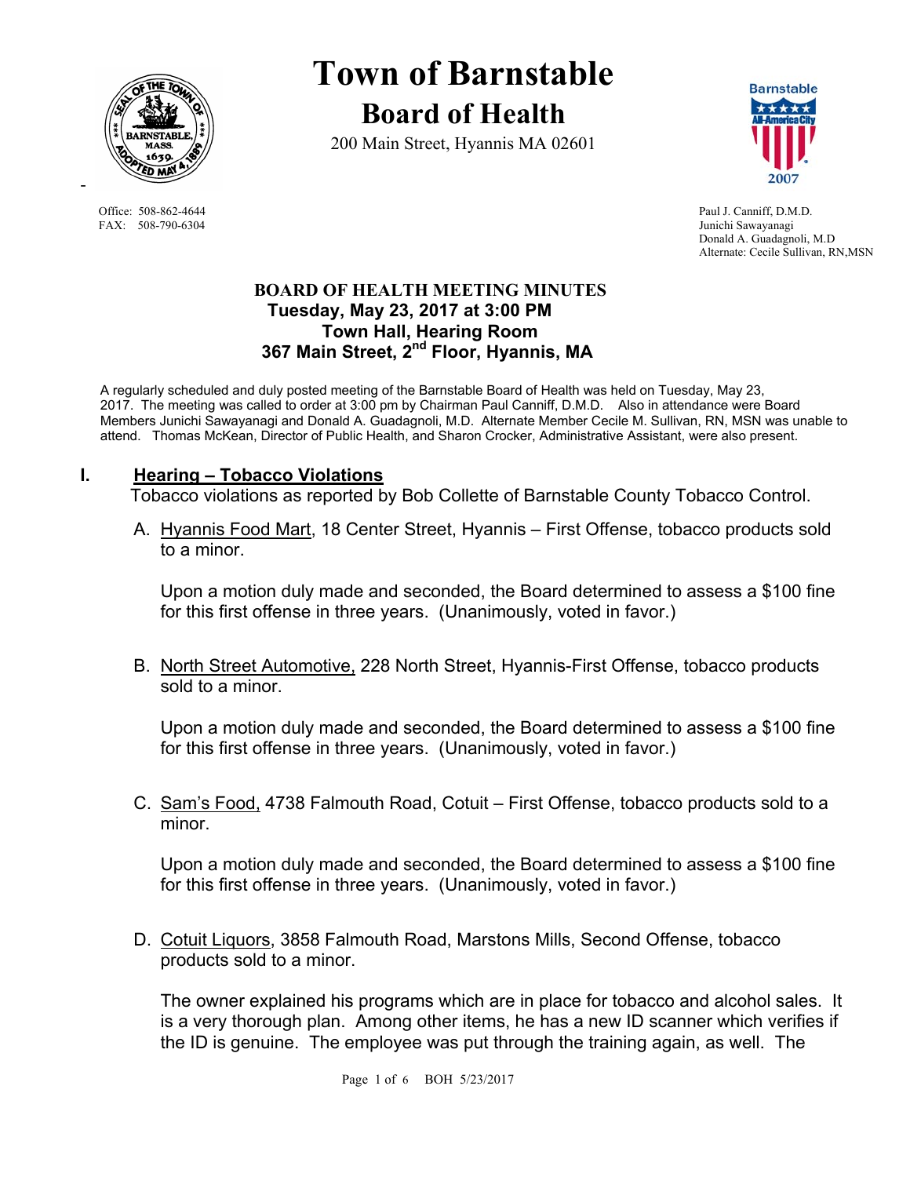# Town of Barnstable

## Board of Health

200 Main Street, Hyannis MA 02601

Office: 508-862-4644
FAX: 508-790-6304

Paul J. Canniff, D.M.D.
Junichi Sawayanagi
Donald A. Guadagnoli, M.D
Alternate: Cecile Sullivan, RN,MSN

**BOARD OF HEALTH MEETING MINUTES**
**Tuesday, May 23, 2017 at 3:00 PM**
**Town Hall, Hearing Room**
**367 Main Street, 2nd Floor, Hyannis, MA**

A regularly scheduled and duly posted meeting of the Barnstable Board of Health was held on Tuesday, May 23, 2017. The meeting was called to order at 3:00 pm by Chairman Paul Canniff, D.M.D. Also in attendance were Board Members Junichi Sawayanagi and Donald A. Guadagnoli, M.D. Alternate Member Cecile M. Sullivan, RN, MSN was unable to attend. Thomas McKean, Director of Public Health, and Sharon Crocker, Administrative Assistant, were also present.

## I. Hearing – Tobacco Violations

Tobacco violations as reported by Bob Collette of Barnstable County Tobacco Control.

A. Hyannis Food Mart, 18 Center Street, Hyannis – First Offense, tobacco products sold to a minor.

Upon a motion duly made and seconded, the Board determined to assess a $100 fine for this first offense in three years. (Unanimously, voted in favor.)

B. North Street Automotive, 228 North Street, Hyannis-First Offense, tobacco products sold to a minor.

Upon a motion duly made and seconded, the Board determined to assess a $100 fine for this first offense in three years. (Unanimously, voted in favor.)

C. Sam's Food, 4738 Falmouth Road, Cotuit – First Offense, tobacco products sold to a minor.

Upon a motion duly made and seconded, the Board determined to assess a $100 fine for this first offense in three years. (Unanimously, voted in favor.)

D. Cotuit Liquors, 3858 Falmouth Road, Marstons Mills, Second Offense, tobacco products sold to a minor.

The owner explained his programs which are in place for tobacco and alcohol sales. It is a very thorough plan. Among other items, he has a new ID scanner which verifies if the ID is genuine. The employee was put through the training again, as well. The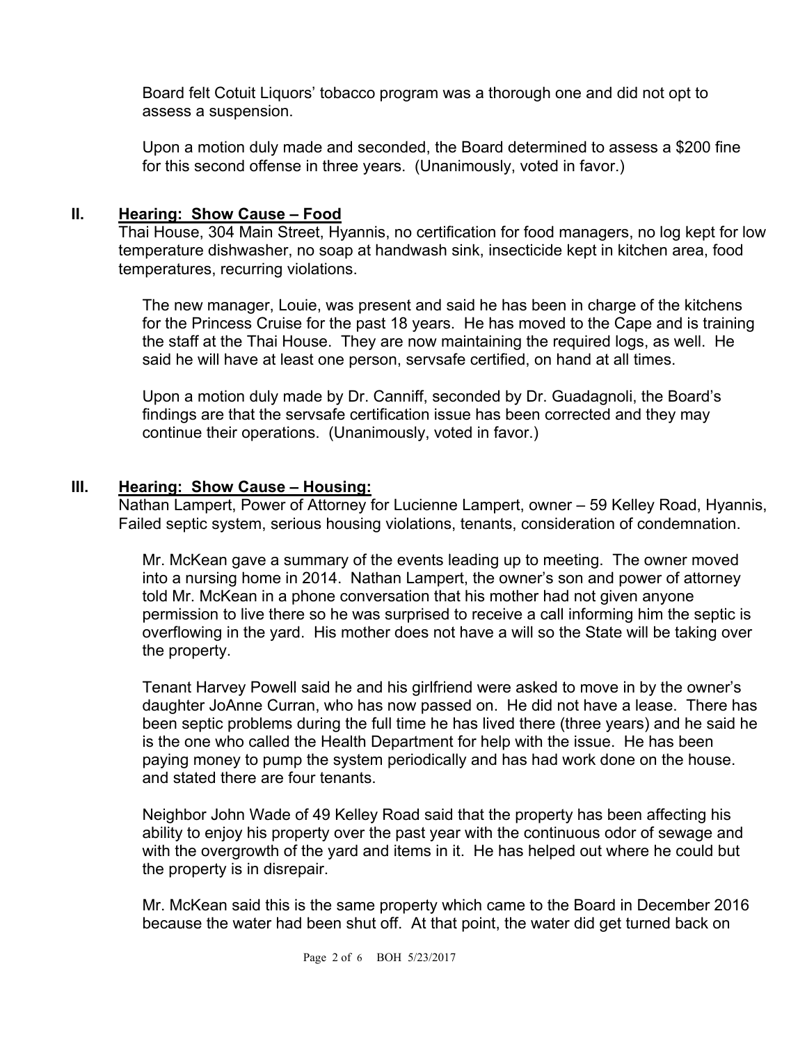Board felt Cotuit Liquors' tobacco program was a thorough one and did not opt to assess a suspension.

Upon a motion duly made and seconded, the Board determined to assess a $200 fine for this second offense in three years. (Unanimously, voted in favor.)

## II. **Hearing: Show Cause – Food**

Thai House, 304 Main Street, Hyannis, no certification for food managers, no log kept for low temperature dishwasher, no soap at handwash sink, insecticide kept in kitchen area, food temperatures, recurring violations.

The new manager, Louie, was present and said he has been in charge of the kitchens for the Princess Cruise for the past 18 years. He has moved to the Cape and is training the staff at the Thai House. They are now maintaining the required logs, as well. He said he will have at least one person, servsafe certified, on hand at all times.

Upon a motion duly made by Dr. Canniff, seconded by Dr. Guadagnoli, the Board's findings are that the servsafe certification issue has been corrected and they may continue their operations. (Unanimously, voted in favor.)

## III. **Hearing: Show Cause – Housing:**

Nathan Lampert, Power of Attorney for Lucienne Lampert, owner – 59 Kelley Road, Hyannis, Failed septic system, serious housing violations, tenants, consideration of condemnation.

Mr. McKean gave a summary of the events leading up to meeting. The owner moved into a nursing home in 2014. Nathan Lampert, the owner's son and power of attorney told Mr. McKean in a phone conversation that his mother had not given anyone permission to live there so he was surprised to receive a call informing him the septic is overflowing in the yard. His mother does not have a will so the State will be taking over the property.

Tenant Harvey Powell said he and his girlfriend were asked to move in by the owner's daughter JoAnne Curran, who has now passed on. He did not have a lease. There has been septic problems during the full time he has lived there (three years) and he said he is the one who called the Health Department for help with the issue. He has been paying money to pump the system periodically and has had work done on the house. and stated there are four tenants.

Neighbor John Wade of 49 Kelley Road said that the property has been affecting his ability to enjoy his property over the past year with the continuous odor of sewage and with the overgrowth of the yard and items in it. He has helped out where he could but the property is in disrepair.

Mr. McKean said this is the same property which came to the Board in December 2016 because the water had been shut off. At that point, the water did get turned back on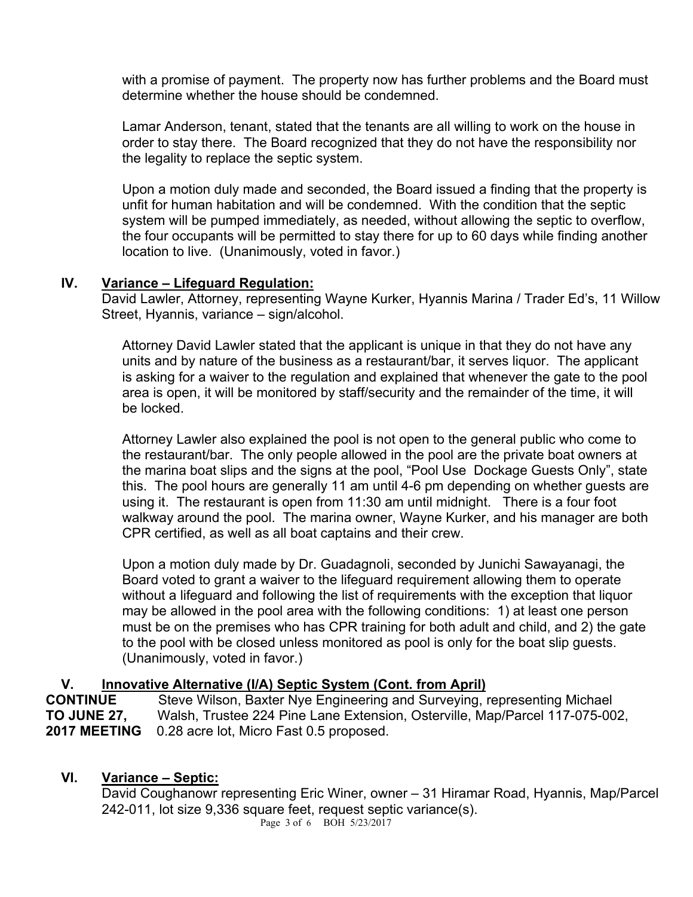with a promise of payment. The property now has further problems and the Board must determine whether the house should be condemned.

Lamar Anderson, tenant, stated that the tenants are all willing to work on the house in order to stay there. The Board recognized that they do not have the responsibility nor the legality to replace the septic system.

Upon a motion duly made and seconded, the Board issued a finding that the property is unfit for human habitation and will be condemned. With the condition that the septic system will be pumped immediately, as needed, without allowing the septic to overflow, the four occupants will be permitted to stay there for up to 60 days while finding another location to live. (Unanimously, voted in favor.)

## IV. Variance – Lifeguard Regulation:

David Lawler, Attorney, representing Wayne Kurker, Hyannis Marina / Trader Ed's, 11 Willow Street, Hyannis, variance – sign/alcohol.

Attorney David Lawler stated that the applicant is unique in that they do not have any units and by nature of the business as a restaurant/bar, it serves liquor. The applicant is asking for a waiver to the regulation and explained that whenever the gate to the pool area is open, it will be monitored by staff/security and the remainder of the time, it will be locked.

Attorney Lawler also explained the pool is not open to the general public who come to the restaurant/bar. The only people allowed in the pool are the private boat owners at the marina boat slips and the signs at the pool, "Pool Use Dockage Guests Only", state this. The pool hours are generally 11 am until 4-6 pm depending on whether guests are using it. The restaurant is open from 11:30 am until midnight. There is a four foot walkway around the pool. The marina owner, Wayne Kurker, and his manager are both CPR certified, as well as all boat captains and their crew.

Upon a motion duly made by Dr. Guadagnoli, seconded by Junichi Sawayanagi, the Board voted to grant a waiver to the lifeguard requirement allowing them to operate without a lifeguard and following the list of requirements with the exception that liquor may be allowed in the pool area with the following conditions: 1) at least one person must be on the premises who has CPR training for both adult and child, and 2) the gate to the pool with be closed unless monitored as pool is only for the boat slip guests. (Unanimously, voted in favor.)

## V. Innovative Alternative (I/A) Septic System (Cont. from April)

**CONTINUE TO JUNE 27, 2017 MEETING** Steve Wilson, Baxter Nye Engineering and Surveying, representing Michael Walsh, Trustee 224 Pine Lane Extension, Osterville, Map/Parcel 117-075-002, 0.28 acre lot, Micro Fast 0.5 proposed.

## VI. Variance – Septic:

David Coughanowr representing Eric Winer, owner – 31 Hiramar Road, Hyannis, Map/Parcel 242-011, lot size 9,336 square feet, request septic variance(s).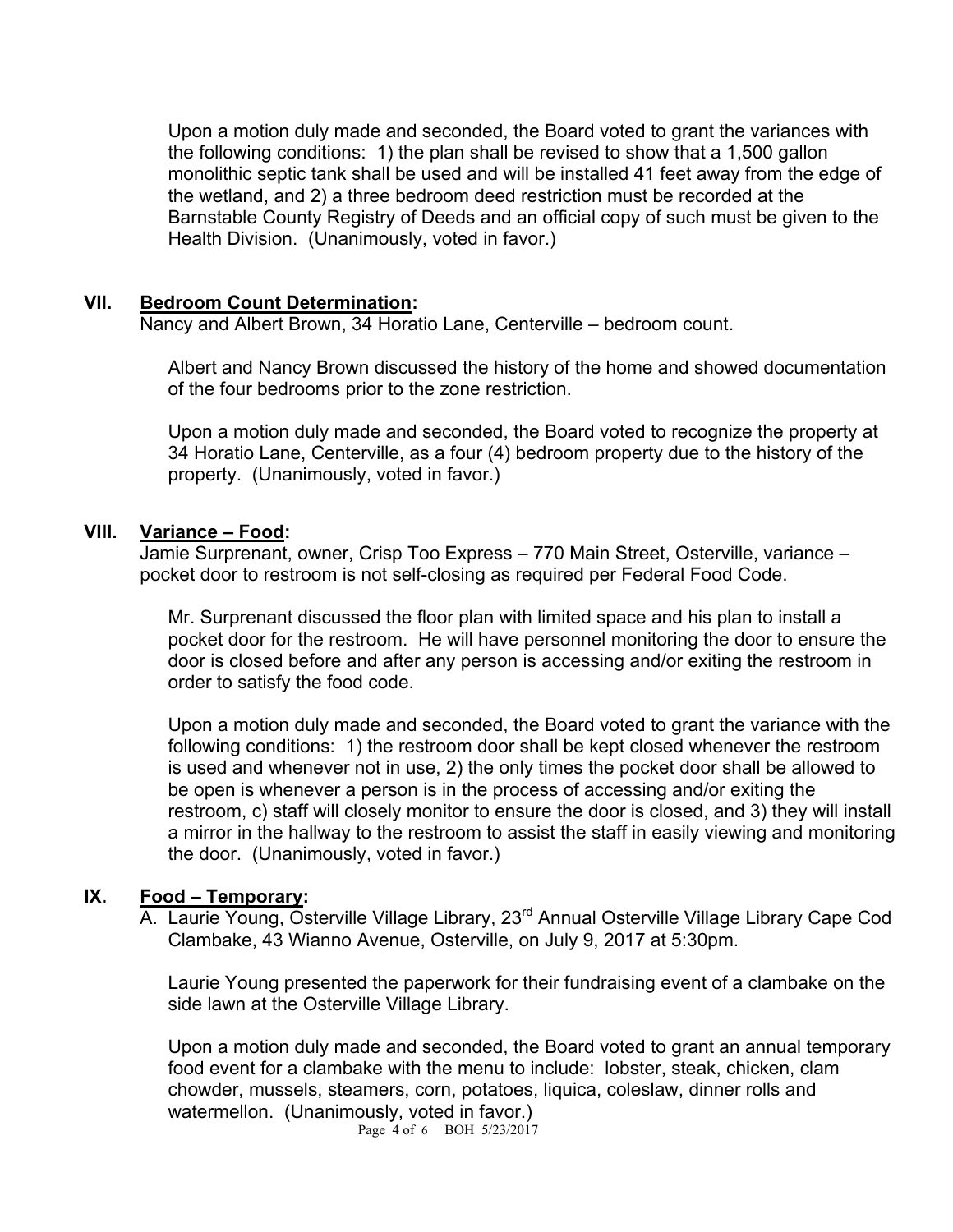Upon a motion duly made and seconded, the Board voted to grant the variances with the following conditions: 1) the plan shall be revised to show that a 1,500 gallon monolithic septic tank shall be used and will be installed 41 feet away from the edge of the wetland, and 2) a three bedroom deed restriction must be recorded at the Barnstable County Registry of Deeds and an official copy of such must be given to the Health Division. (Unanimously, voted in favor.)

## VII. Bedroom Count Determination:

Nancy and Albert Brown, 34 Horatio Lane, Centerville – bedroom count.

Albert and Nancy Brown discussed the history of the home and showed documentation of the four bedrooms prior to the zone restriction.

Upon a motion duly made and seconded, the Board voted to recognize the property at 34 Horatio Lane, Centerville, as a four (4) bedroom property due to the history of the property. (Unanimously, voted in favor.)

## VIII. Variance – Food:

Jamie Surprenant, owner, Crisp Too Express – 770 Main Street, Osterville, variance – pocket door to restroom is not self-closing as required per Federal Food Code.

Mr. Surprenant discussed the floor plan with limited space and his plan to install a pocket door for the restroom. He will have personnel monitoring the door to ensure the door is closed before and after any person is accessing and/or exiting the restroom in order to satisfy the food code.

Upon a motion duly made and seconded, the Board voted to grant the variance with the following conditions: 1) the restroom door shall be kept closed whenever the restroom is used and whenever not in use, 2) the only times the pocket door shall be allowed to be open is whenever a person is in the process of accessing and/or exiting the restroom, c) staff will closely monitor to ensure the door is closed, and 3) they will install a mirror in the hallway to the restroom to assist the staff in easily viewing and monitoring the door. (Unanimously, voted in favor.)

## IX. Food – Temporary:

A. Laurie Young, Osterville Village Library, 23rd Annual Osterville Village Library Cape Cod Clambake, 43 Wianno Avenue, Osterville, on July 9, 2017 at 5:30pm.

Laurie Young presented the paperwork for their fundraising event of a clambake on the side lawn at the Osterville Village Library.

Upon a motion duly made and seconded, the Board voted to grant an annual temporary food event for a clambake with the menu to include: lobster, steak, chicken, clam chowder, mussels, steamers, corn, potatoes, liquica, coleslaw, dinner rolls and watermellon. (Unanimously, voted in favor.)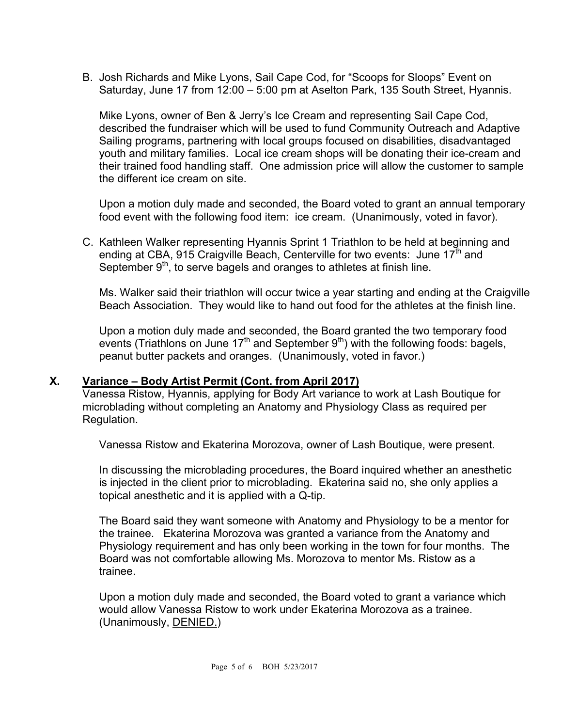B. Josh Richards and Mike Lyons, Sail Cape Cod, for "Scoops for Sloops" Event on Saturday, June 17 from 12:00 – 5:00 pm at Aselton Park, 135 South Street, Hyannis.

Mike Lyons, owner of Ben & Jerry's Ice Cream and representing Sail Cape Cod, described the fundraiser which will be used to fund Community Outreach and Adaptive Sailing programs, partnering with local groups focused on disabilities, disadvantaged youth and military families. Local ice cream shops will be donating their ice-cream and their trained food handling staff. One admission price will allow the customer to sample the different ice cream on site.

Upon a motion duly made and seconded, the Board voted to grant an annual temporary food event with the following food item: ice cream. (Unanimously, voted in favor).

C. Kathleen Walker representing Hyannis Sprint 1 Triathlon to be held at beginning and ending at CBA, 915 Craigville Beach, Centerville for two events: June 17th and September 9th, to serve bagels and oranges to athletes at finish line.

Ms. Walker said their triathlon will occur twice a year starting and ending at the Craigville Beach Association. They would like to hand out food for the athletes at the finish line.

Upon a motion duly made and seconded, the Board granted the two temporary food events (Triathlons on June 17th and September 9th) with the following foods: bagels, peanut butter packets and oranges. (Unanimously, voted in favor.)

## X. Variance – Body Artist Permit (Cont. from April 2017)

Vanessa Ristow, Hyannis, applying for Body Art variance to work at Lash Boutique for microblading without completing an Anatomy and Physiology Class as required per Regulation.

Vanessa Ristow and Ekaterina Morozova, owner of Lash Boutique, were present.

In discussing the microblading procedures, the Board inquired whether an anesthetic is injected in the client prior to microblading. Ekaterina said no, she only applies a topical anesthetic and it is applied with a Q-tip.

The Board said they want someone with Anatomy and Physiology to be a mentor for the trainee. Ekaterina Morozova was granted a variance from the Anatomy and Physiology requirement and has only been working in the town for four months. The Board was not comfortable allowing Ms. Morozova to mentor Ms. Ristow as a trainee.

Upon a motion duly made and seconded, the Board voted to grant a variance which would allow Vanessa Ristow to work under Ekaterina Morozova as a trainee. (Unanimously, DENIED.)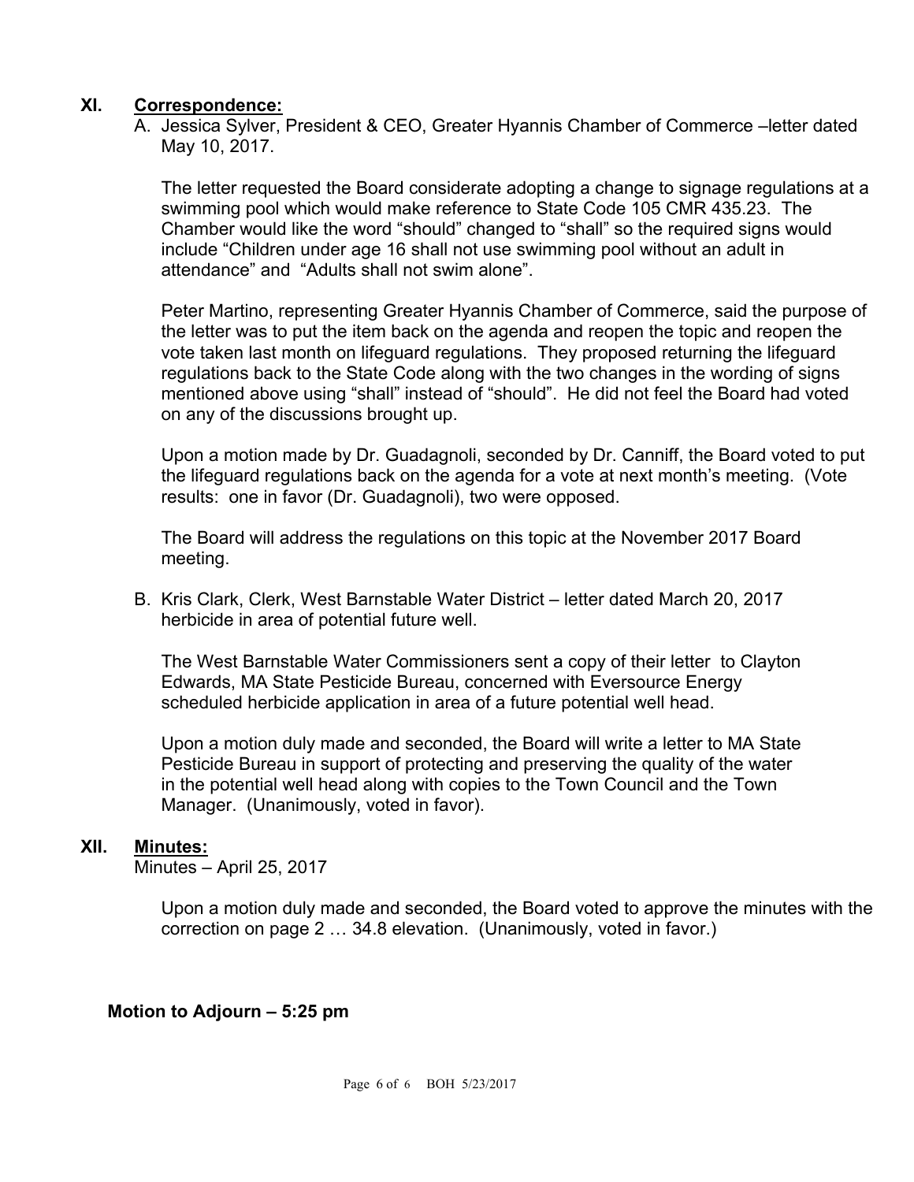## XI. Correspondence:

A. Jessica Sylver, President & CEO, Greater Hyannis Chamber of Commerce –letter dated May 10, 2017.

The letter requested the Board considerate adopting a change to signage regulations at a swimming pool which would make reference to State Code 105 CMR 435.23. The Chamber would like the word "should" changed to "shall" so the required signs would include "Children under age 16 shall not use swimming pool without an adult in attendance" and "Adults shall not swim alone".

Peter Martino, representing Greater Hyannis Chamber of Commerce, said the purpose of the letter was to put the item back on the agenda and reopen the topic and reopen the vote taken last month on lifeguard regulations. They proposed returning the lifeguard regulations back to the State Code along with the two changes in the wording of signs mentioned above using "shall" instead of "should". He did not feel the Board had voted on any of the discussions brought up.

Upon a motion made by Dr. Guadagnoli, seconded by Dr. Canniff, the Board voted to put the lifeguard regulations back on the agenda for a vote at next month's meeting. (Vote results: one in favor (Dr. Guadagnoli), two were opposed.

The Board will address the regulations on this topic at the November 2017 Board meeting.

B. Kris Clark, Clerk, West Barnstable Water District – letter dated March 20, 2017 herbicide in area of potential future well.

The West Barnstable Water Commissioners sent a copy of their letter to Clayton Edwards, MA State Pesticide Bureau, concerned with Eversource Energy scheduled herbicide application in area of a future potential well head.

Upon a motion duly made and seconded, the Board will write a letter to MA State Pesticide Bureau in support of protecting and preserving the quality of the water in the potential well head along with copies to the Town Council and the Town Manager. (Unanimously, voted in favor).

## XII. Minutes:

Minutes – April 25, 2017

Upon a motion duly made and seconded, the Board voted to approve the minutes with the correction on page 2 … 34.8 elevation. (Unanimously, voted in favor.)

**Motion to Adjourn – 5:25 pm**